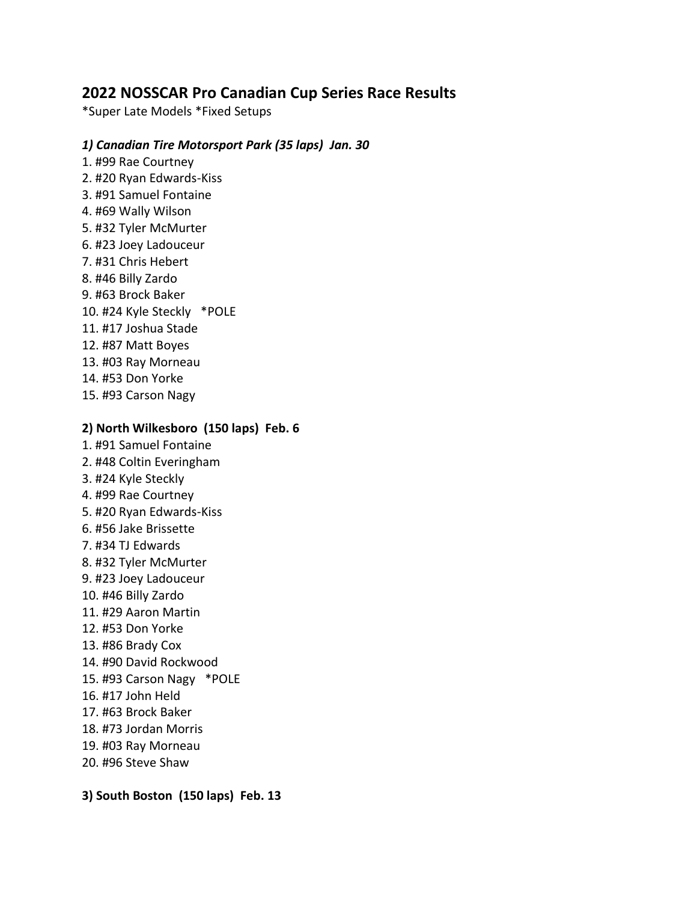## 2022 NOSSCAR Pro Canadian Cup Series Race Results

*Super Late Models *Fixed Setups

### *1) Canadian Tire Motorsport Park (35 laps) Jan. 30*

1. #99 Rae Courtney
2. #20 Ryan Edwards-Kiss
3. #91 Samuel Fontaine
4. #69 Wally Wilson
5. #32 Tyler McMurter
6. #23 Joey Ladouceur
7. #31 Chris Hebert
8. #46 Billy Zardo
9. #63 Brock Baker
10. #24 Kyle Steckly *POLE
11. #17 Joshua Stade
12. #87 Matt Boyes
13. #03 Ray Morneau
14. #53 Don Yorke
15. #93 Carson Nagy

### 2) North Wilkesboro (150 laps) Feb. 6

1. #91 Samuel Fontaine
2. #48 Coltin Everingham
3. #24 Kyle Steckly
4. #99 Rae Courtney
5. #20 Ryan Edwards-Kiss
6. #56 Jake Brissette
7. #34 TJ Edwards
8. #32 Tyler McMurter
9. #23 Joey Ladouceur
10. #46 Billy Zardo
11. #29 Aaron Martin
12. #53 Don Yorke
13. #86 Brady Cox
14. #90 David Rockwood
15. #93 Carson Nagy *POLE
16. #17 John Held
17. #63 Brock Baker
18. #73 Jordan Morris
19. #03 Ray Morneau
20. #96 Steve Shaw

### 3) South Boston (150 laps) Feb. 13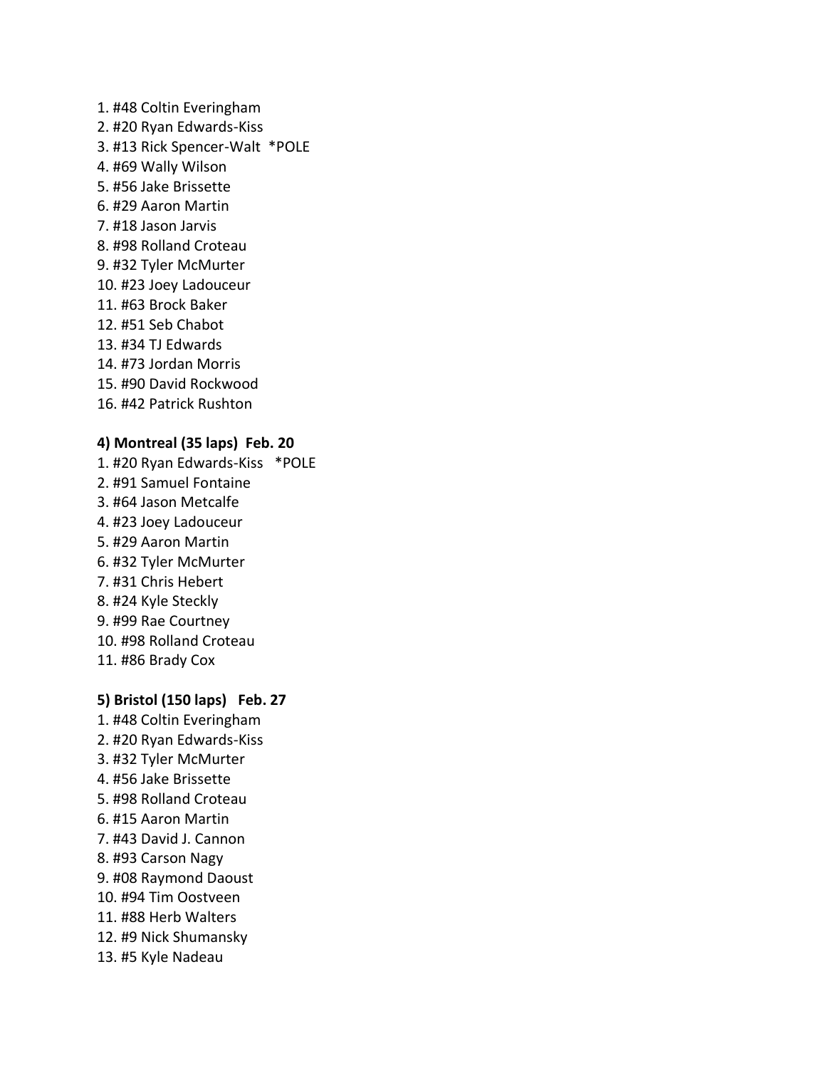1. #48 Coltin Everingham
2. #20 Ryan Edwards-Kiss
3. #13 Rick Spencer-Walt *POLE
4. #69 Wally Wilson
5. #56 Jake Brissette
6. #29 Aaron Martin
7. #18 Jason Jarvis
8. #98 Rolland Croteau
9. #32 Tyler McMurter
10. #23 Joey Ladouceur
11. #63 Brock Baker
12. #51 Seb Chabot
13. #34 TJ Edwards
14. #73 Jordan Morris
15. #90 David Rockwood
16. #42 Patrick Rushton

**4) Montreal (35 laps) Feb. 20**

1. #20 Ryan Edwards-Kiss *POLE
2. #91 Samuel Fontaine
3. #64 Jason Metcalfe
4. #23 Joey Ladouceur
5. #29 Aaron Martin
6. #32 Tyler McMurter
7. #31 Chris Hebert
8. #24 Kyle Steckly
9. #99 Rae Courtney
10. #98 Rolland Croteau
11. #86 Brady Cox

**5) Bristol (150 laps) Feb. 27**

1. #48 Coltin Everingham
2. #20 Ryan Edwards-Kiss
3. #32 Tyler McMurter
4. #56 Jake Brissette
5. #98 Rolland Croteau
6. #15 Aaron Martin
7. #43 David J. Cannon
8. #93 Carson Nagy
9. #08 Raymond Daoust
10. #94 Tim Oostveen
11. #88 Herb Walters
12. #9 Nick Shumansky
13. #5 Kyle Nadeau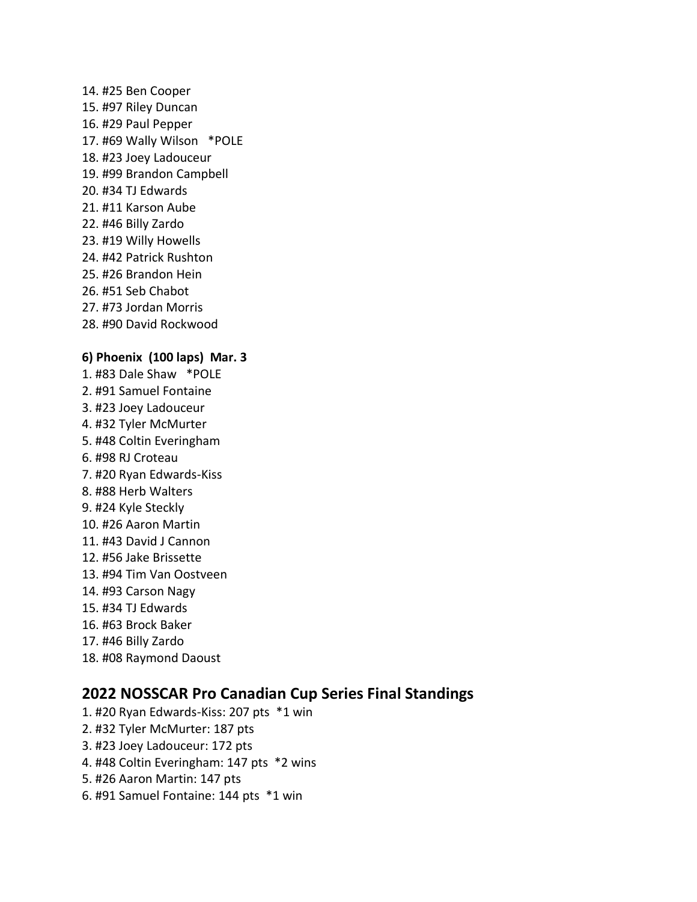14. #25 Ben Cooper
15. #97 Riley Duncan
16. #29 Paul Pepper
17. #69 Wally Wilson   *POLE
18. #23 Joey Ladouceur
19. #99 Brandon Campbell
20. #34 TJ Edwards
21. #11 Karson Aube
22. #46 Billy Zardo
23. #19 Willy Howells
24. #42 Patrick Rushton
25. #26 Brandon Hein
26. #51 Seb Chabot
27. #73 Jordan Morris
28. #90 David Rockwood

**6) Phoenix  (100 laps)  Mar. 3**

1. #83 Dale Shaw   *POLE
2. #91 Samuel Fontaine
3. #23 Joey Ladouceur
4. #32 Tyler McMurter
5. #48 Coltin Everingham
6. #98 RJ Croteau
7. #20 Ryan Edwards-Kiss
8. #88 Herb Walters
9. #24 Kyle Steckly
10. #26 Aaron Martin
11. #43 David J Cannon
12. #56 Jake Brissette
13. #94 Tim Van Oostveen
14. #93 Carson Nagy
15. #34 TJ Edwards
16. #63 Brock Baker
17. #46 Billy Zardo
18. #08 Raymond Daoust

## 2022 NOSSCAR Pro Canadian Cup Series Final Standings

1. #20 Ryan Edwards-Kiss: 207 pts  *1 win
2. #32 Tyler McMurter: 187 pts
3. #23 Joey Ladouceur: 172 pts
4. #48 Coltin Everingham: 147 pts  *2 wins
5. #26 Aaron Martin: 147 pts
6. #91 Samuel Fontaine: 144 pts  *1 win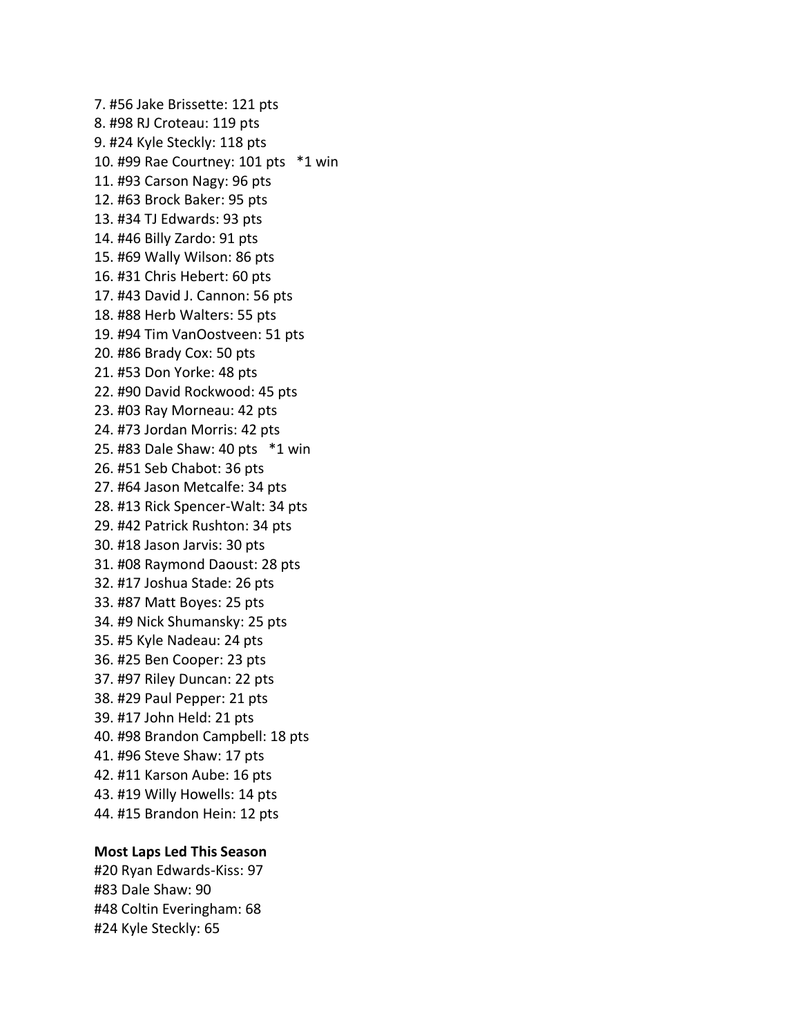7. #56 Jake Brissette: 121 pts
8. #98 RJ Croteau: 119 pts
9. #24 Kyle Steckly: 118 pts
10. #99 Rae Courtney: 101 pts *1 win
11. #93 Carson Nagy: 96 pts
12. #63 Brock Baker: 95 pts
13. #34 TJ Edwards: 93 pts
14. #46 Billy Zardo: 91 pts
15. #69 Wally Wilson: 86 pts
16. #31 Chris Hebert: 60 pts
17. #43 David J. Cannon: 56 pts
18. #88 Herb Walters: 55 pts
19. #94 Tim VanOostveen: 51 pts
20. #86 Brady Cox: 50 pts
21. #53 Don Yorke: 48 pts
22. #90 David Rockwood: 45 pts
23. #03 Ray Morneau: 42 pts
24. #73 Jordan Morris: 42 pts
25. #83 Dale Shaw: 40 pts *1 win
26. #51 Seb Chabot: 36 pts
27. #64 Jason Metcalfe: 34 pts
28. #13 Rick Spencer-Walt: 34 pts
29. #42 Patrick Rushton: 34 pts
30. #18 Jason Jarvis: 30 pts
31. #08 Raymond Daoust: 28 pts
32. #17 Joshua Stade: 26 pts
33. #87 Matt Boyes: 25 pts
34. #9 Nick Shumansky: 25 pts
35. #5 Kyle Nadeau: 24 pts
36. #25 Ben Cooper: 23 pts
37. #97 Riley Duncan: 22 pts
38. #29 Paul Pepper: 21 pts
39. #17 John Held: 21 pts
40. #98 Brandon Campbell: 18 pts
41. #96 Steve Shaw: 17 pts
42. #11 Karson Aube: 16 pts
43. #19 Willy Howells: 14 pts
44. #15 Brandon Hein: 12 pts

**Most Laps Led This Season**

#20 Ryan Edwards-Kiss: 97
#83 Dale Shaw: 90
#48 Coltin Everingham: 68
#24 Kyle Steckly: 65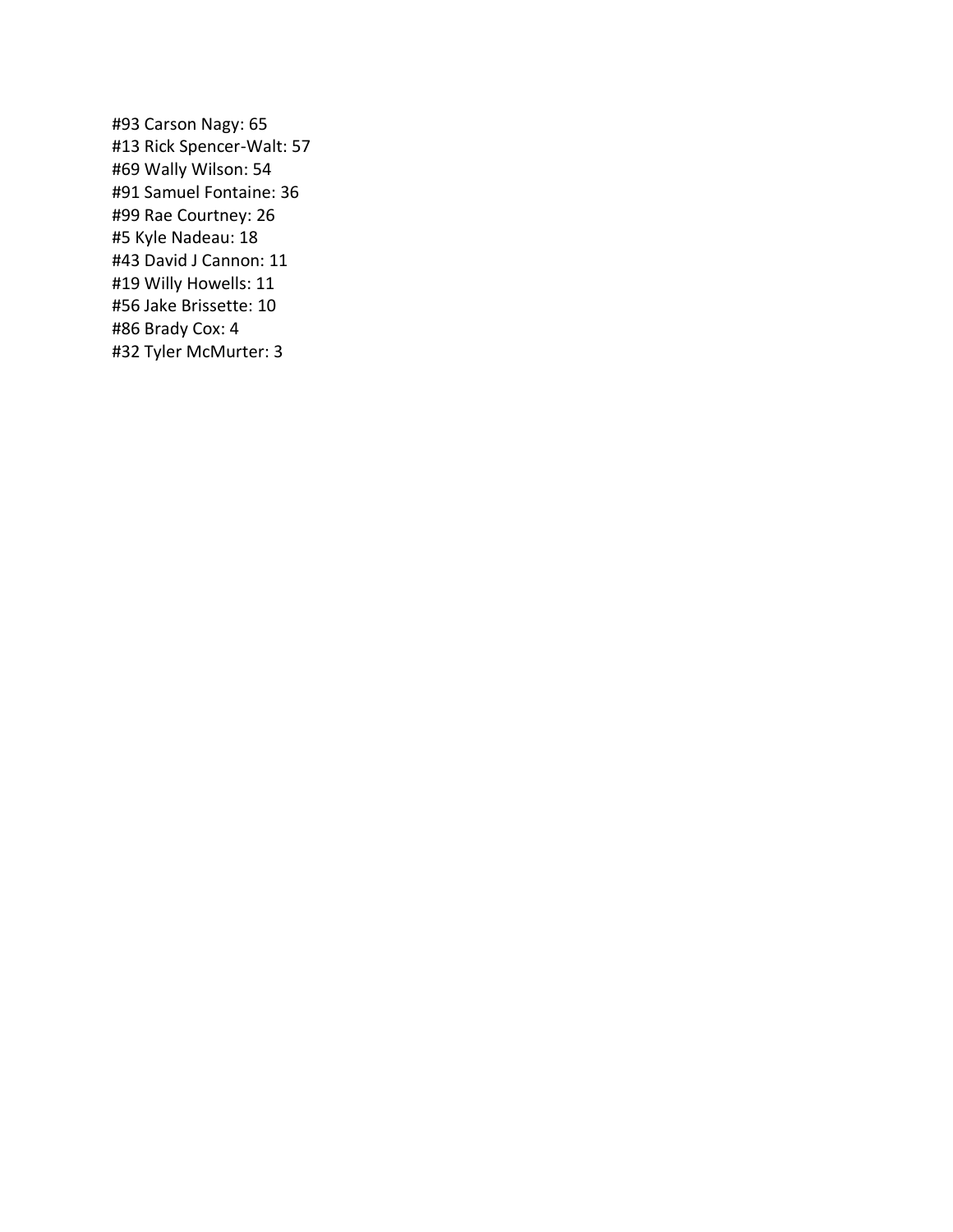#93 Carson Nagy: 65
#13 Rick Spencer-Walt: 57
#69 Wally Wilson: 54
#91 Samuel Fontaine: 36
#99 Rae Courtney: 26
#5 Kyle Nadeau: 18
#43 David J Cannon: 11
#19 Willy Howells: 11
#56 Jake Brissette: 10
#86 Brady Cox: 4
#32 Tyler McMurter: 3